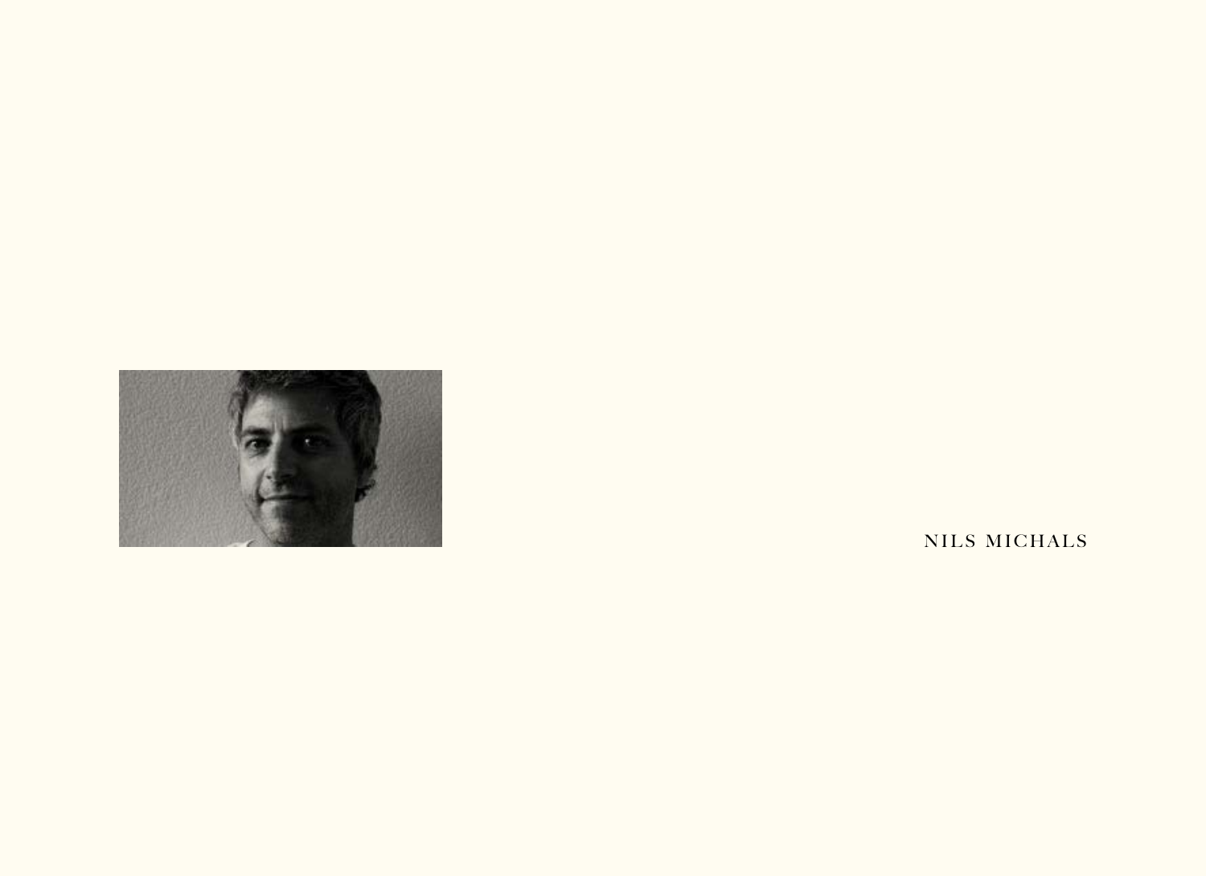NILS MICHALS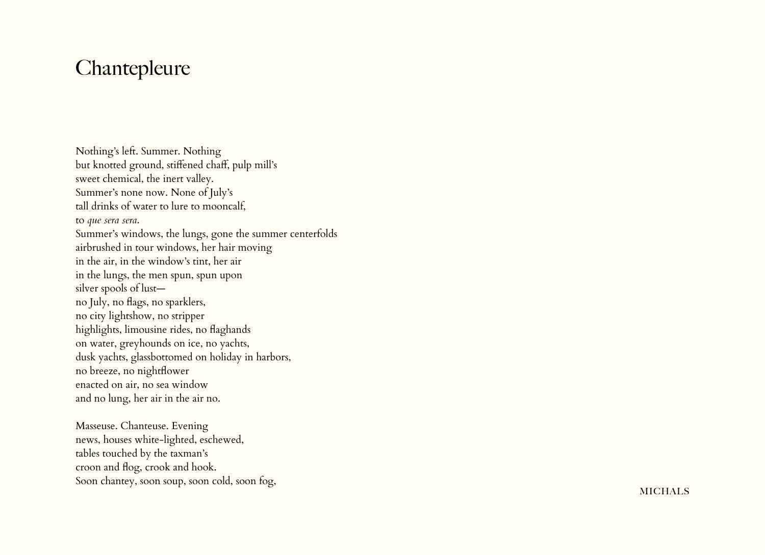# Chantepleure

Nothing's left. Summer. Nothing
but knotted ground, stiffened chaff, pulp mill's
sweet chemical, the inert valley.
Summer's none now. None of July's
tall drinks of water to lure to mooncalf,
to *que sera sera*.
Summer's windows, the lungs, gone the summer centerfolds
airbrushed in tour windows, her hair moving
in the air, in the window's tint, her air
in the lungs, the men spun, spun upon
silver spools of lust—
no July, no flags, no sparklers,
no city lightshow, no stripper
highlights, limousine rides, no flaghands
on water, greyhounds on ice, no yachts,
dusk yachts, glassbottomed on holiday in harbors,
no breeze, no nightflower
enacted on air, no sea window
and no lung, her air in the air no.

Masseuse. Chanteuse. Evening
news, houses white-lighted, eschewed,
tables touched by the taxman's
croon and flog, crook and hook.
Soon chantey, soon soup, soon cold, soon fog,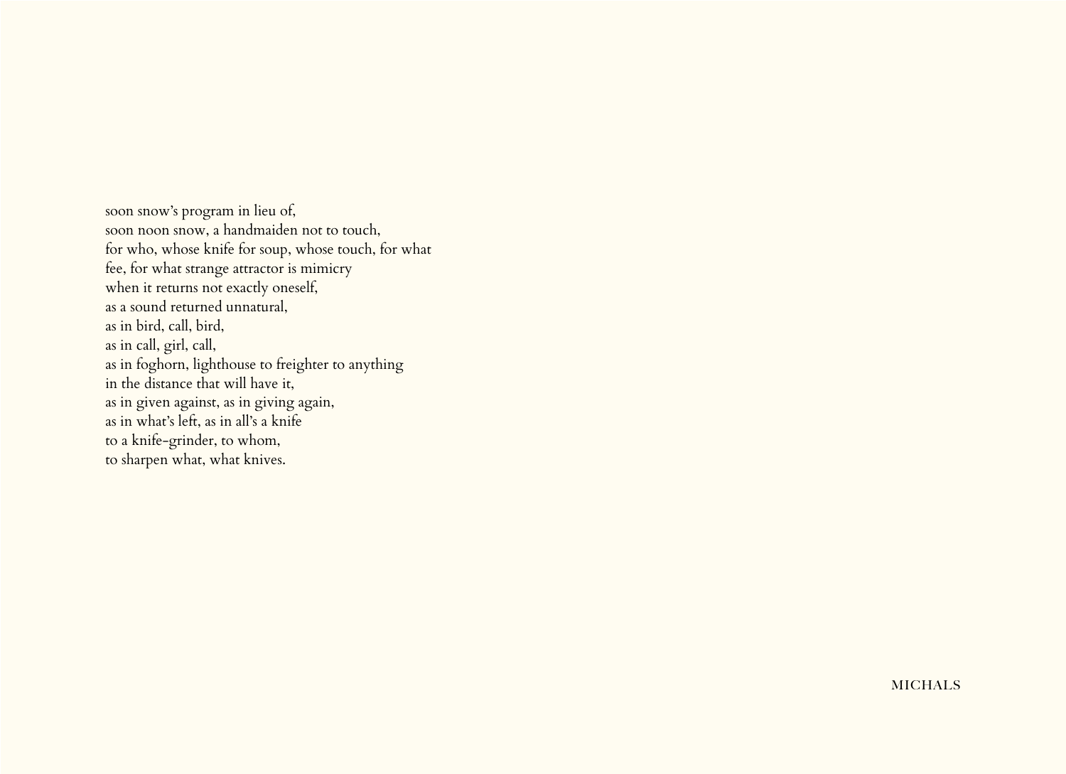soon snow's program in lieu of,  
soon noon snow, a handmaiden not to touch,  
for who, whose knife for soup, whose touch, for what  
fee, for what strange attractor is mimicry  
when it returns not exactly oneself,  
as a sound returned unnatural,  
as in bird, call, bird,  
as in call, girl, call,  
as in foghorn, lighthouse to freighter to anything  
in the distance that will have it,  
as in given against, as in giving again,  
as in what's left, as in all's a knife  
to a knife-grinder, to whom,  
to sharpen what, what knives.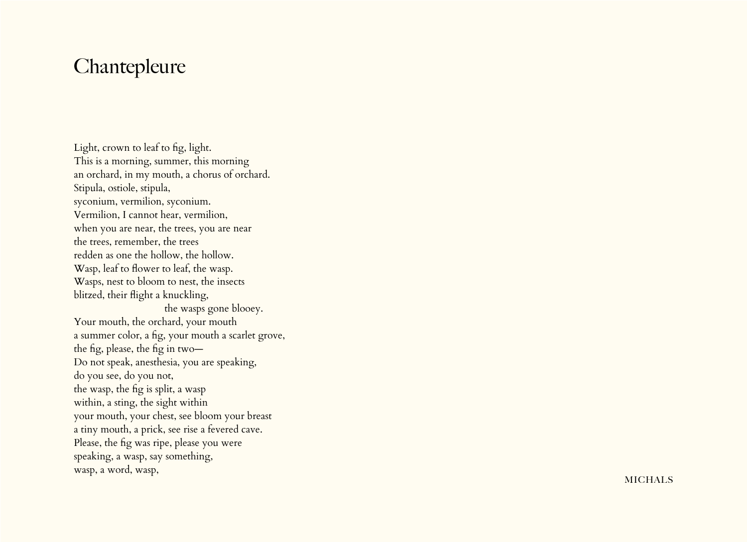# Chantepleure

Light, crown to leaf to fig, light.
This is a morning, summer, this morning
an orchard, in my mouth, a chorus of orchard.
Stipula, ostiole, stipula,
syconium, vermilion, syconium.
Vermilion, I cannot hear, vermilion,
when you are near, the trees, you are near
the trees, remember, the trees
redden as one the hollow, the hollow.
Wasp, leaf to flower to leaf, the wasp.
Wasps, nest to bloom to nest, the insects
blitzed, their flight a knuckling,
                                        the wasps gone blooey.
Your mouth, the orchard, your mouth
a summer color, a fig, your mouth a scarlet grove,
the fig, please, the fig in two—
Do not speak, anesthesia, you are speaking,
do you see, do you not,
the wasp, the fig is split, a wasp
within, a sting, the sight within
your mouth, your chest, see bloom your breast
a tiny mouth, a prick, see rise a fevered cave.
Please, the fig was ripe, please you were
speaking, a wasp, say something,
wasp, a word, wasp,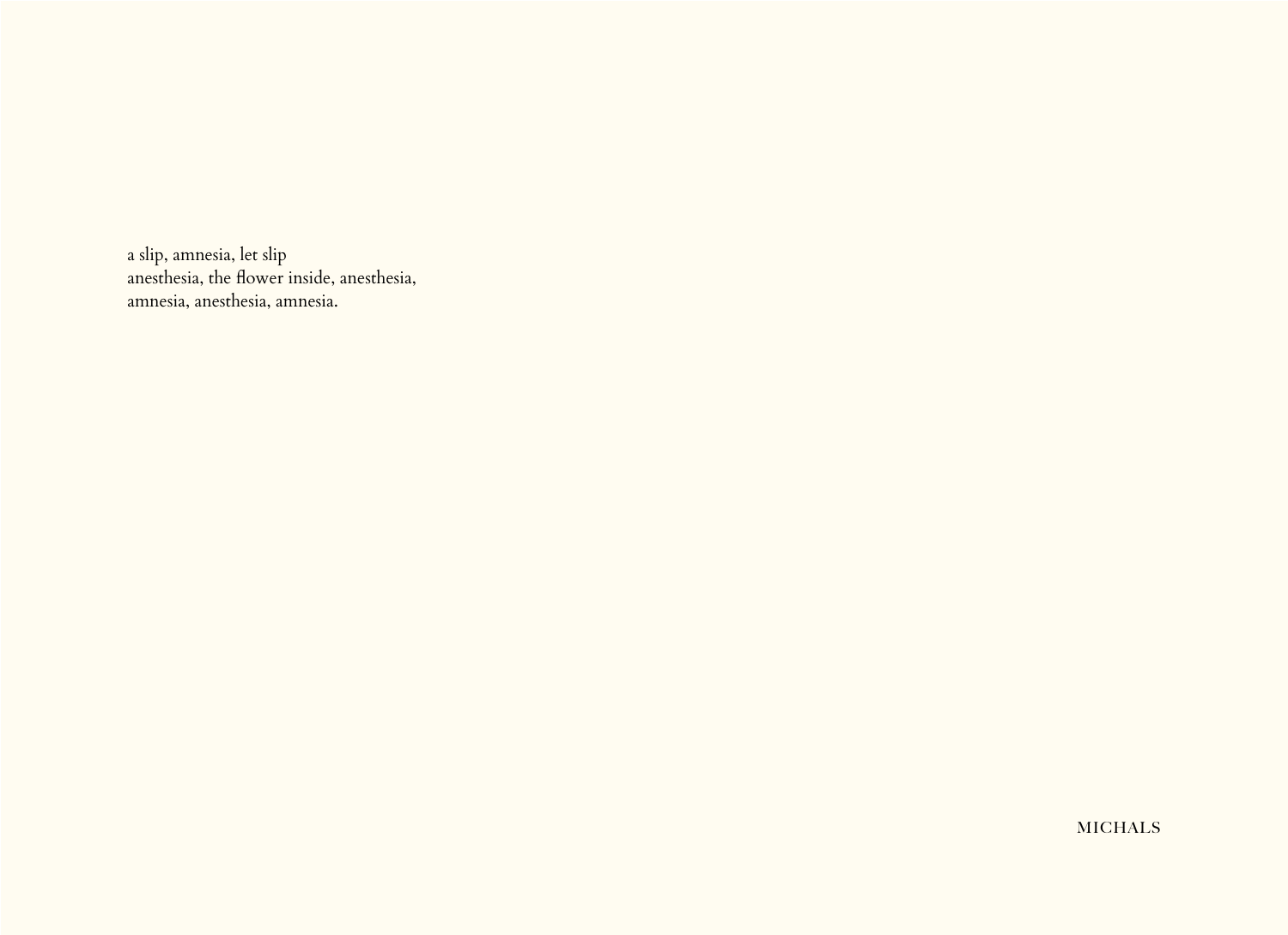a slip, amnesia, let slip\
anesthesia, the flower inside, anesthesia,\
amnesia, anesthesia, amnesia.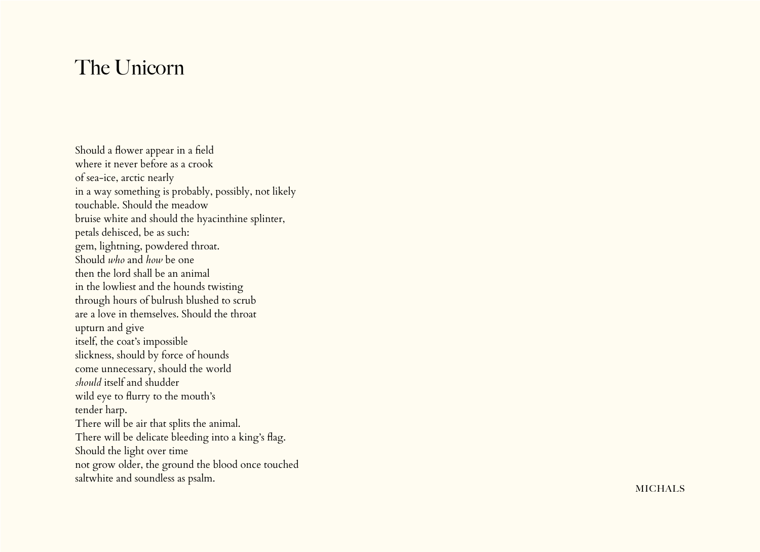# The Unicorn

Should a flower appear in a field  
where it never before as a crook  
of sea-ice, arctic nearly  
in a way something is probably, possibly, not likely  
touchable. Should the meadow  
bruise white and should the hyacinthine splinter,  
petals dehisced, be as such:  
gem, lightning, powdered throat.  
Should *who* and *how* be one  
then the lord shall be an animal  
in the lowliest and the hounds twisting  
through hours of bulrush blushed to scrub  
are a love in themselves. Should the throat  
upturn and give  
itself, the coat's impossible  
slickness, should by force of hounds  
come unnecessary, should the world  
*should* itself and shudder  
wild eye to flurry to the mouth's  
tender harp.  
There will be air that splits the animal.  
There will be delicate bleeding into a king's flag.  
Should the light over time  
not grow older, the ground the blood once touched  
saltwhite and soundless as psalm.

MICHALS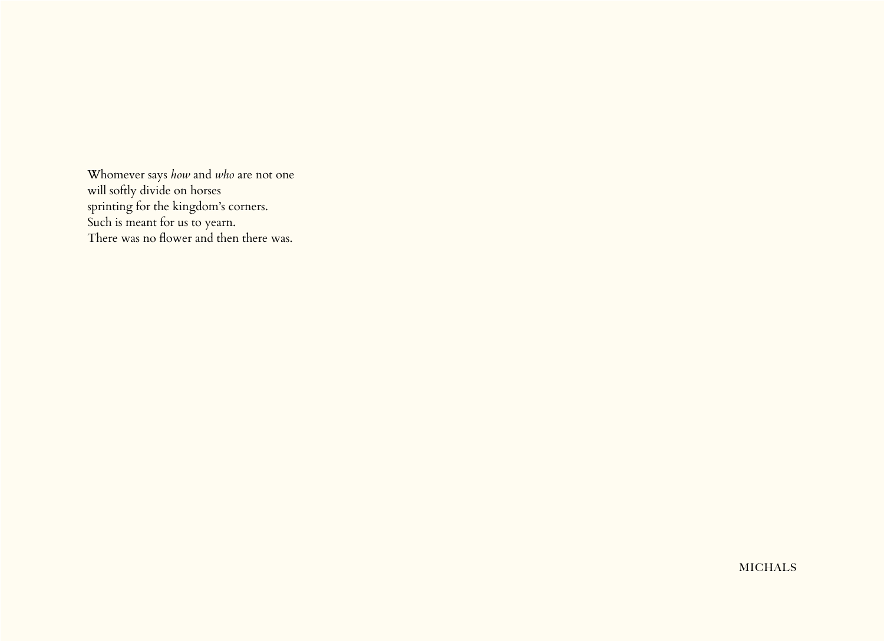Whomever says *how* and *who* are not one
will softly divide on horses
sprinting for the kingdom's corners.
Such is meant for us to yearn.
There was no flower and then there was.